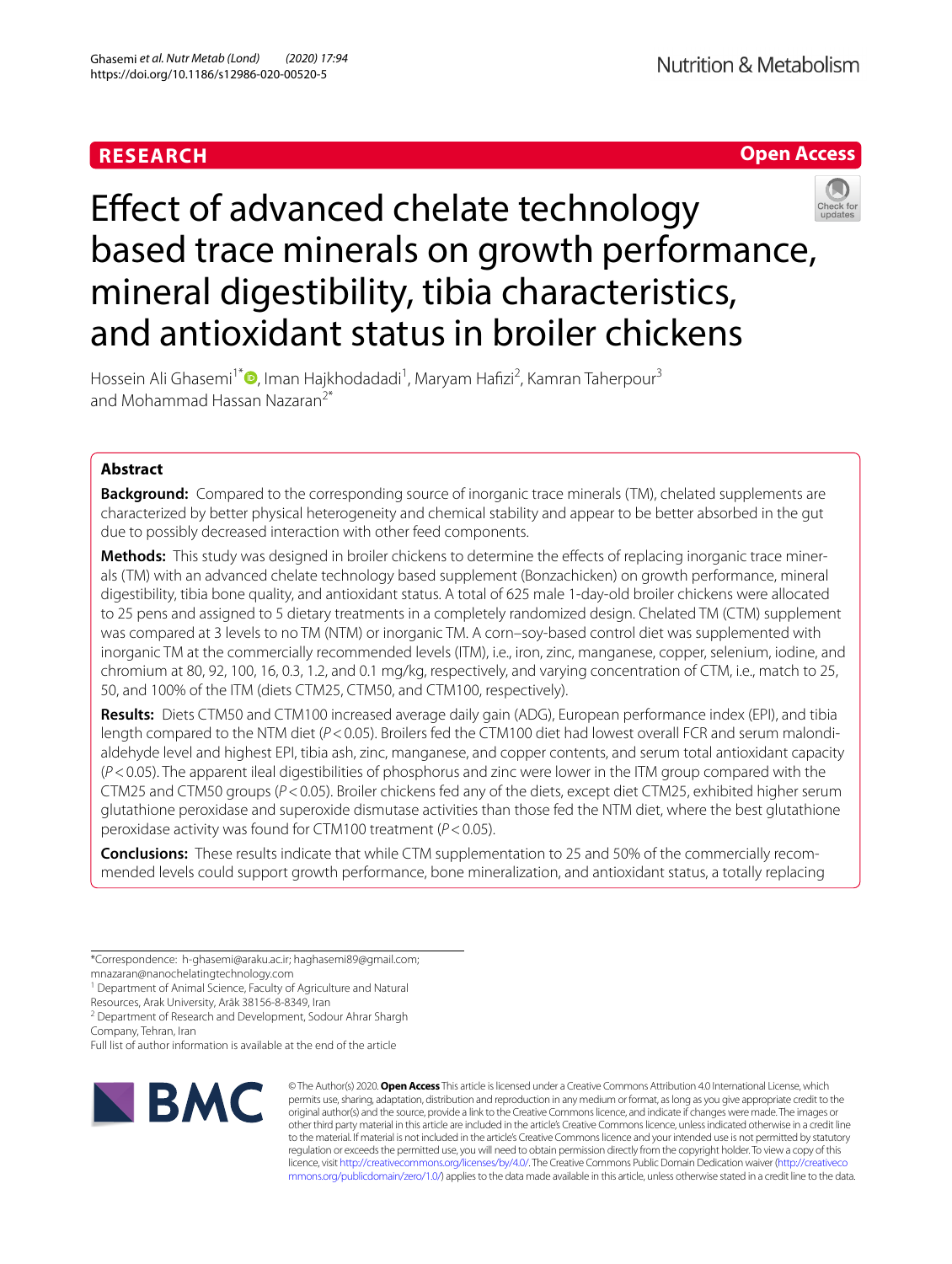RESEARCH

Open Access

# Effect of advanced chelate technology based trace minerals on growth performance, mineral digestibility, tibia characteristics, and antioxidant status in broiler chickens

Hossein Ali Ghasemi[1*], Iman Hajkhodadadi[1], Maryam Hafizi[2], Kamran Taherpour[3] and Mohammad Hassan Nazaran[2*]

## Abstract

**Background:** Compared to the corresponding source of inorganic trace minerals (TM), chelated supplements are characterized by better physical heterogeneity and chemical stability and appear to be better absorbed in the gut due to possibly decreased interaction with other feed components.

**Methods:** This study was designed in broiler chickens to determine the effects of replacing inorganic trace minerals (TM) with an advanced chelate technology based supplement (Bonzachicken) on growth performance, mineral digestibility, tibia bone quality, and antioxidant status. A total of 625 male 1-day-old broiler chickens were allocated to 25 pens and assigned to 5 dietary treatments in a completely randomized design. Chelated TM (CTM) supplement was compared at 3 levels to no TM (NTM) or inorganic TM. A corn–soy-based control diet was supplemented with inorganic TM at the commercially recommended levels (ITM), i.e., iron, zinc, manganese, copper, selenium, iodine, and chromium at 80, 92, 100, 16, 0.3, 1.2, and 0.1 mg/kg, respectively, and varying concentration of CTM, i.e., match to 25, 50, and 100% of the ITM (diets CTM25, CTM50, and CTM100, respectively).

**Results:** Diets CTM50 and CTM100 increased average daily gain (ADG), European performance index (EPI), and tibia length compared to the NTM diet ($P < 0.05$). Broilers fed the CTM100 diet had lowest overall FCR and serum malondialdehyde level and highest EPI, tibia ash, zinc, manganese, and copper contents, and serum total antioxidant capacity ($P < 0.05$). The apparent ileal digestibilities of phosphorus and zinc were lower in the ITM group compared with the CTM25 and CTM50 groups ($P < 0.05$). Broiler chickens fed any of the diets, except diet CTM25, exhibited higher serum glutathione peroxidase and superoxide dismutase activities than those fed the NTM diet, where the best glutathione peroxidase activity was found for CTM100 treatment ($P < 0.05$).

**Conclusions:** These results indicate that while CTM supplementation to 25 and 50% of the commercially recommended levels could support growth performance, bone mineralization, and antioxidant status, a totally replacing

*Correspondence: h-ghasemi@araku.ac.ir; haghasemi89@gmail.com; mnazaran@nanochelatingtechnology.com

[1] Department of Animal Science, Faculty of Agriculture and Natural Resources, Arak University, Arāk 38156-8-8349, Iran

[2] Department of Research and Development, Sodour Ahrar Shargh Company, Tehran, Iran

Full list of author information is available at the end of the article

© The Author(s) 2020. **Open Access** This article is licensed under a Creative Commons Attribution 4.0 International License, which permits use, sharing, adaptation, distribution and reproduction in any medium or format, as long as you give appropriate credit to the original author(s) and the source, provide a link to the Creative Commons licence, and indicate if changes were made. The images or other third party material in this article are included in the article's Creative Commons licence, unless indicated otherwise in a credit line to the material. If material is not included in the article's Creative Commons licence and your intended use is not permitted by statutory regulation or exceeds the permitted use, you will need to obtain permission directly from the copyright holder. To view a copy of this licence, visit http://creativecommons.org/licenses/by/4.0/. The Creative Commons Public Domain Dedication waiver (http://creativecommons.org/publicdomain/zero/1.0/) applies to the data made available in this article, unless otherwise stated in a credit line to the data.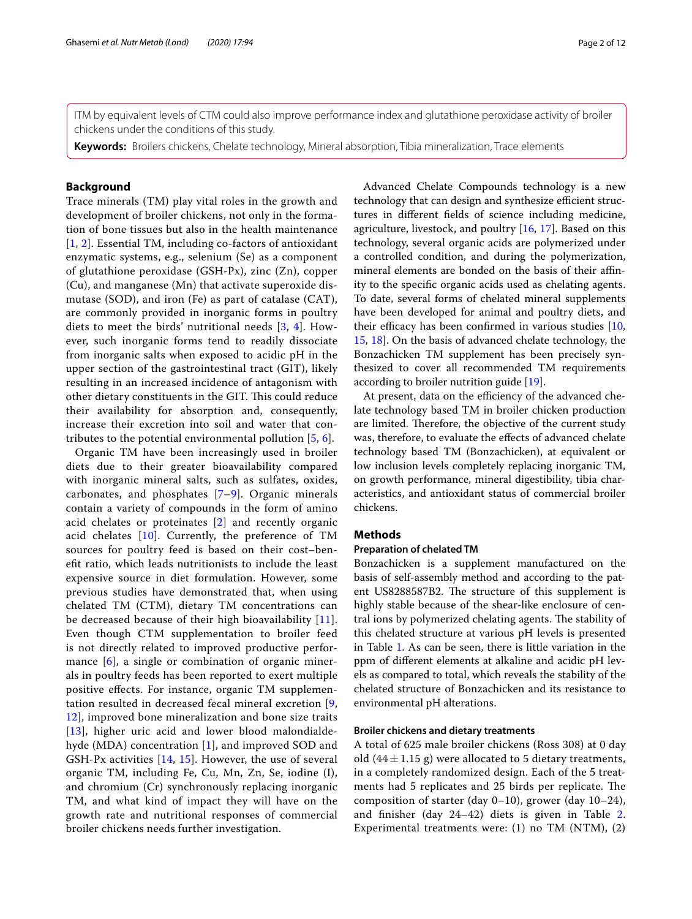ITM by equivalent levels of CTM could also improve performance index and glutathione peroxidase activity of broiler chickens under the conditions of this study.

**Keywords:** Broilers chickens, Chelate technology, Mineral absorption, Tibia mineralization, Trace elements

## Background

Trace minerals (TM) play vital roles in the growth and development of broiler chickens, not only in the formation of bone tissues but also in the health maintenance [1, 2]. Essential TM, including co-factors of antioxidant enzymatic systems, e.g., selenium (Se) as a component of glutathione peroxidase (GSH-Px), zinc (Zn), copper (Cu), and manganese (Mn) that activate superoxide dismutase (SOD), and iron (Fe) as part of catalase (CAT), are commonly provided in inorganic forms in poultry diets to meet the birds' nutritional needs [3, 4]. However, such inorganic forms tend to readily dissociate from inorganic salts when exposed to acidic pH in the upper section of the gastrointestinal tract (GIT), likely resulting in an increased incidence of antagonism with other dietary constituents in the GIT. This could reduce their availability for absorption and, consequently, increase their excretion into soil and water that contributes to the potential environmental pollution [5, 6].

Organic TM have been increasingly used in broiler diets due to their greater bioavailability compared with inorganic mineral salts, such as sulfates, oxides, carbonates, and phosphates [7–9]. Organic minerals contain a variety of compounds in the form of amino acid chelates or proteinates [2] and recently organic acid chelates [10]. Currently, the preference of TM sources for poultry feed is based on their cost–benefit ratio, which leads nutritionists to include the least expensive source in diet formulation. However, some previous studies have demonstrated that, when using chelated TM (CTM), dietary TM concentrations can be decreased because of their high bioavailability [11]. Even though CTM supplementation to broiler feed is not directly related to improved productive performance [6], a single or combination of organic minerals in poultry feeds has been reported to exert multiple positive effects. For instance, organic TM supplementation resulted in decreased fecal mineral excretion [9, 12], improved bone mineralization and bone size traits [13], higher uric acid and lower blood malondialdehyde (MDA) concentration [1], and improved SOD and GSH-Px activities [14, 15]. However, the use of several organic TM, including Fe, Cu, Mn, Zn, Se, iodine (I), and chromium (Cr) synchronously replacing inorganic TM, and what kind of impact they will have on the growth rate and nutritional responses of commercial broiler chickens needs further investigation.

Advanced Chelate Compounds technology is a new technology that can design and synthesize efficient structures in different fields of science including medicine, agriculture, livestock, and poultry [16, 17]. Based on this technology, several organic acids are polymerized under a controlled condition, and during the polymerization, mineral elements are bonded on the basis of their affinity to the specific organic acids used as chelating agents. To date, several forms of chelated mineral supplements have been developed for animal and poultry diets, and their efficacy has been confirmed in various studies [10, 15, 18]. On the basis of advanced chelate technology, the Bonzachicken TM supplement has been precisely synthesized to cover all recommended TM requirements according to broiler nutrition guide [19].

At present, data on the efficiency of the advanced chelate technology based TM in broiler chicken production are limited. Therefore, the objective of the current study was, therefore, to evaluate the effects of advanced chelate technology based TM (Bonzachicken), at equivalent or low inclusion levels completely replacing inorganic TM, on growth performance, mineral digestibility, tibia characteristics, and antioxidant status of commercial broiler chickens.

## Methods

### Preparation of chelated TM

Bonzachicken is a supplement manufactured on the basis of self-assembly method and according to the patent US8288587B2. The structure of this supplement is highly stable because of the shear-like enclosure of central ions by polymerized chelating agents. The stability of this chelated structure at various pH levels is presented in Table 1. As can be seen, there is little variation in the ppm of different elements at alkaline and acidic pH levels as compared to total, which reveals the stability of the chelated structure of Bonzachicken and its resistance to environmental pH alterations.

### Broiler chickens and dietary treatments

A total of 625 male broiler chickens (Ross 308) at 0 day old ($44 \pm 1.15$ g) were allocated to 5 dietary treatments, in a completely randomized design. Each of the 5 treatments had 5 replicates and 25 birds per replicate. The composition of starter (day 0–10), grower (day 10–24), and finisher (day 24–42) diets is given in Table 2. Experimental treatments were: (1) no TM (NTM), (2)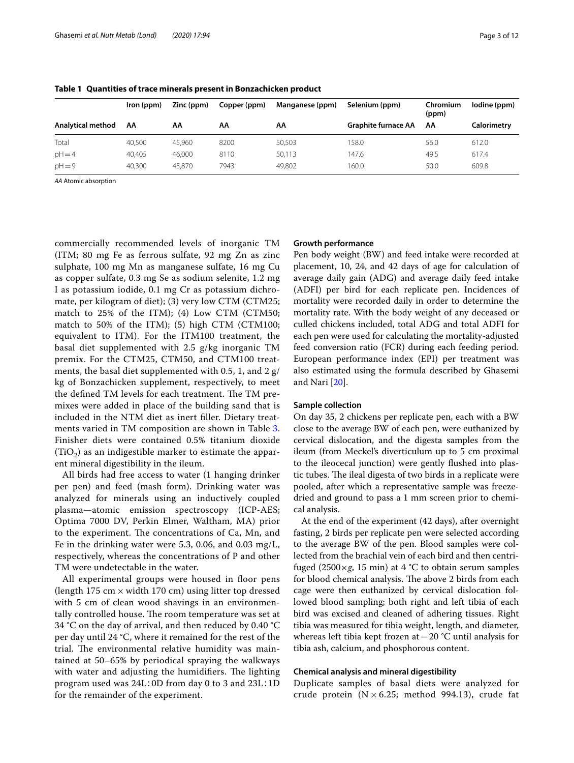**Table 1 Quantities of trace minerals present in Bonzachicken product**

| | Iron (ppm) | Zinc (ppm) | Copper (ppm) | Manganese (ppm) | Selenium (ppm) | Chromium (ppm) | Iodine (ppm) |
|---|---|---|---|---|---|---|---|
| **Analytical method** | **AA** | **AA** | **AA** | **AA** | **Graphite furnace AA** | **AA** | **Calorimetry** |
| Total | 40,500 | 45,960 | 8200 | 50,503 | 158.0 | 56.0 | 612.0 |
| pH = 4 | 40,405 | 46,000 | 8110 | 50,113 | 147.6 | 49.5 | 617.4 |
| pH = 9 | 40,300 | 45,870 | 7943 | 49,802 | 160.0 | 50.0 | 609.8 |

*AA* Atomic absorption

commercially recommended levels of inorganic TM (ITM; 80 mg Fe as ferrous sulfate, 92 mg Zn as zinc sulphate, 100 mg Mn as manganese sulfate, 16 mg Cu as copper sulfate, 0.3 mg Se as sodium selenite, 1.2 mg I as potassium iodide, 0.1 mg Cr as potassium dichromate, per kilogram of diet); (3) very low CTM (CTM25; match to 25% of the ITM); (4) Low CTM (CTM50; match to 50% of the ITM); (5) high CTM (CTM100; equivalent to ITM). For the ITM100 treatment, the basal diet supplemented with 2.5 g/kg inorganic TM premix. For the CTM25, CTM50, and CTM100 treatments, the basal diet supplemented with 0.5, 1, and 2 g/kg of Bonzachicken supplement, respectively, to meet the defined TM levels for each treatment. The TM premixes were added in place of the building sand that is included in the NTM diet as inert filler. Dietary treatments varied in TM composition are shown in Table 3. Finisher diets were contained 0.5% titanium dioxide ($TiO_2$) as an indigestible marker to estimate the apparent mineral digestibility in the ileum.

All birds had free access to water (1 hanging drinker per pen) and feed (mash form). Drinking water was analyzed for minerals using an inductively coupled plasma—atomic emission spectroscopy (ICP-AES; Optima 7000 DV, Perkin Elmer, Waltham, MA) prior to the experiment. The concentrations of Ca, Mn, and Fe in the drinking water were 5.3, 0.06, and 0.03 mg/L, respectively, whereas the concentrations of P and other TM were undetectable in the water.

All experimental groups were housed in floor pens (length 175 cm × width 170 cm) using litter top dressed with 5 cm of clean wood shavings in an environmentally controlled house. The room temperature was set at 34 °C on the day of arrival, and then reduced by 0.40 °C per day until 24 °C, where it remained for the rest of the trial. The environmental relative humidity was maintained at 50–65% by periodical spraying the walkways with water and adjusting the humidifiers. The lighting program used was 24L : 0D from day 0 to 3 and 23L : 1D for the remainder of the experiment.

### Growth performance

Pen body weight (BW) and feed intake were recorded at placement, 10, 24, and 42 days of age for calculation of average daily gain (ADG) and average daily feed intake (ADFI) per bird for each replicate pen. Incidences of mortality were recorded daily in order to determine the mortality rate. With the body weight of any deceased or culled chickens included, total ADG and total ADFI for each pen were used for calculating the mortality-adjusted feed conversion ratio (FCR) during each feeding period. European performance index (EPI) per treatment was also estimated using the formula described by Ghasemi and Nari [20].

### Sample collection

On day 35, 2 chickens per replicate pen, each with a BW close to the average BW of each pen, were euthanized by cervical dislocation, and the digesta samples from the ileum (from Meckel's diverticulum up to 5 cm proximal to the ileocecal junction) were gently flushed into plastic tubes. The ileal digesta of two birds in a replicate were pooled, after which a representative sample was freeze-dried and ground to pass a 1 mm screen prior to chemical analysis.

At the end of the experiment (42 days), after overnight fasting, 2 birds per replicate pen were selected according to the average BW of the pen. Blood samples were collected from the brachial vein of each bird and then centrifuged (2500×*g*, 15 min) at 4 °C to obtain serum samples for blood chemical analysis. The above 2 birds from each cage were then euthanized by cervical dislocation followed blood sampling; both right and left tibia of each bird was excised and cleaned of adhering tissues. Right tibia was measured for tibia weight, length, and diameter, whereas left tibia kept frozen at −20 °C until analysis for tibia ash, calcium, and phosphorous content.

### Chemical analysis and mineral digestibility

Duplicate samples of basal diets were analyzed for crude protein (N × 6.25; method 994.13), crude fat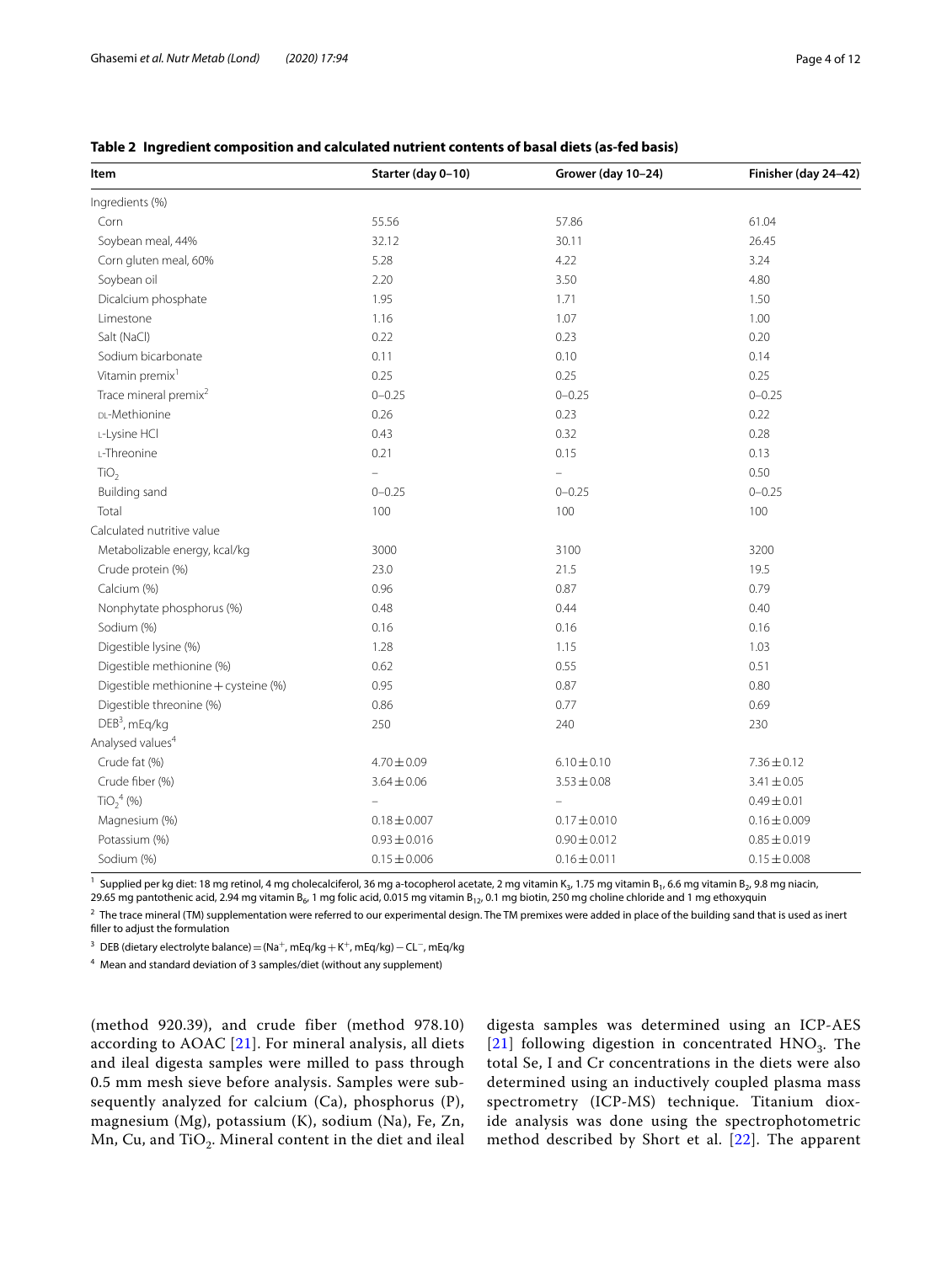**Table 2 Ingredient composition and calculated nutrient contents of basal diets (as-fed basis)**

| Item | Starter (day 0–10) | Grower (day 10–24) | Finisher (day 24–42) |
|---|---|---|---|
| Ingredients (%) | | | |
| Corn | 55.56 | 57.86 | 61.04 |
| Soybean meal, 44% | 32.12 | 30.11 | 26.45 |
| Corn gluten meal, 60% | 5.28 | 4.22 | 3.24 |
| Soybean oil | 2.20 | 3.50 | 4.80 |
| Dicalcium phosphate | 1.95 | 1.71 | 1.50 |
| Limestone | 1.16 | 1.07 | 1.00 |
| Salt (NaCl) | 0.22 | 0.23 | 0.20 |
| Sodium bicarbonate | 0.11 | 0.10 | 0.14 |
| Vitamin premix[1] | 0.25 | 0.25 | 0.25 |
| Trace mineral premix[2] | 0–0.25 | 0–0.25 | 0–0.25 |
| DL-Methionine | 0.26 | 0.23 | 0.22 |
| L-Lysine HCl | 0.43 | 0.32 | 0.28 |
| L-Threonine | 0.21 | 0.15 | 0.13 |
| $TiO_2$ | – | – | 0.50 |
| Building sand | 0–0.25 | 0–0.25 | 0–0.25 |
| Total | 100 | 100 | 100 |
| Calculated nutritive value | | | |
| Metabolizable energy, kcal/kg | 3000 | 3100 | 3200 |
| Crude protein (%) | 23.0 | 21.5 | 19.5 |
| Calcium (%) | 0.96 | 0.87 | 0.79 |
| Nonphytate phosphorus (%) | 0.48 | 0.44 | 0.40 |
| Sodium (%) | 0.16 | 0.16 | 0.16 |
| Digestible lysine (%) | 1.28 | 1.15 | 1.03 |
| Digestible methionine (%) | 0.62 | 0.55 | 0.51 |
| Digestible methionine + cysteine (%) | 0.95 | 0.87 | 0.80 |
| Digestible threonine (%) | 0.86 | 0.77 | 0.69 |
| DEB[3], mEq/kg | 250 | 240 | 230 |
| Analysed values[4] | | | |
| Crude fat (%) | 4.70 ± 0.09 | 6.10 ± 0.10 | 7.36 ± 0.12 |
| Crude fiber (%) | 3.64 ± 0.06 | 3.53 ± 0.08 | 3.41 ± 0.05 |
| $TiO_2$[4] (%) | – | – | 0.49 ± 0.01 |
| Magnesium (%) | 0.18 ± 0.007 | 0.17 ± 0.010 | 0.16 ± 0.009 |
| Potassium (%) | 0.93 ± 0.016 | 0.90 ± 0.012 | 0.85 ± 0.019 |
| Sodium (%) | 0.15 ± 0.006 | 0.16 ± 0.011 | 0.15 ± 0.008 |

[1] Supplied per kg diet: 18 mg retinol, 4 mg cholecalciferol, 36 mg a-tocopherol acetate, 2 mg vitamin $K_3$, 1.75 mg vitamin $B_1$, 6.6 mg vitamin $B_2$, 9.8 mg niacin, 29.65 mg pantothenic acid, 2.94 mg vitamin $B_6$, 1 mg folic acid, 0.015 mg vitamin $B_{12}$, 0.1 mg biotin, 250 mg choline chloride and 1 mg ethoxyquin

[2] The trace mineral (TM) supplementation were referred to our experimental design. The TM premixes were added in place of the building sand that is used as inert filler to adjust the formulation

[3] DEB (dietary electrolyte balance) = ($Na^+$, mEq/kg + $K^+$, mEq/kg) − $CL^-$, mEq/kg

[4] Mean and standard deviation of 3 samples/diet (without any supplement)

(method 920.39), and crude fiber (method 978.10) according to AOAC [21]. For mineral analysis, all diets and ileal digesta samples were milled to pass through 0.5 mm mesh sieve before analysis. Samples were subsequently analyzed for calcium (Ca), phosphorus (P), magnesium (Mg), potassium (K), sodium (Na), Fe, Zn, Mn, Cu, and $TiO_2$. Mineral content in the diet and ileal digesta samples was determined using an ICP-AES [21] following digestion in concentrated $HNO_3$. The total Se, I and Cr concentrations in the diets were also determined using an inductively coupled plasma mass spectrometry (ICP-MS) technique. Titanium dioxide analysis was done using the spectrophotometric method described by Short et al. [22]. The apparent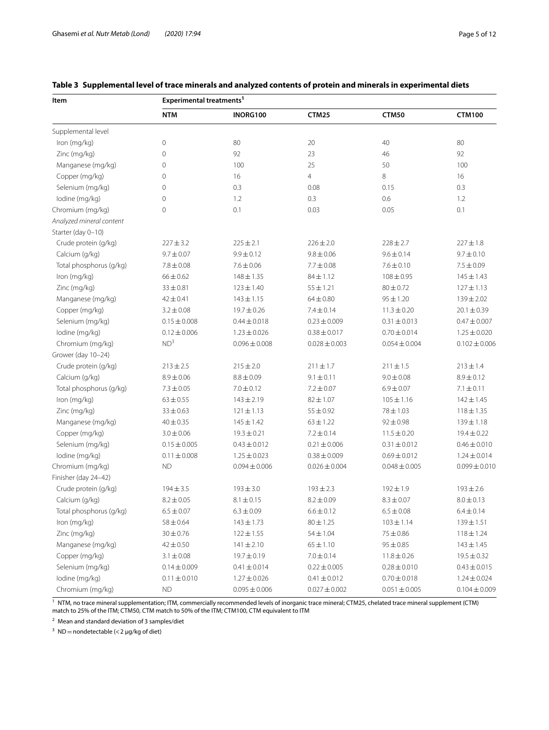**Table 3 Supplemental level of trace minerals and analyzed contents of protein and minerals in experimental diets**

| Item | Experimental treatments[1] | | | | |
|---|---|---|---|---|---|
| | NTM | INORG100 | CTM25 | CTM50 | CTM100 |
| Supplemental level | | | | | |
| Iron (mg/kg) | 0 | 80 | 20 | 40 | 80 |
| Zinc (mg/kg) | 0 | 92 | 23 | 46 | 92 |
| Manganese (mg/kg) | 0 | 100 | 25 | 50 | 100 |
| Copper (mg/kg) | 0 | 16 | 4 | 8 | 16 |
| Selenium (mg/kg) | 0 | 0.3 | 0.08 | 0.15 | 0.3 |
| Iodine (mg/kg) | 0 | 1.2 | 0.3 | 0.6 | 1.2 |
| Chromium (mg/kg) | 0 | 0.1 | 0.03 | 0.05 | 0.1 |
| *Analyzed mineral content* | | | | | |
| Starter (day 0–10) | | | | | |
| Crude protein (g/kg) | 227 ± 3.2 | 225 ± 2.1 | 226 ± 2.0 | 228 ± 2.7 | 227 ± 1.8 |
| Calcium (g/kg) | 9.7 ± 0.07 | 9.9 ± 0.12 | 9.8 ± 0.06 | 9.6 ± 0.14 | 9.7 ± 0.10 |
| Total phosphorus (g/kg) | 7.8 ± 0.08 | 7.6 ± 0.06 | 7.7 ± 0.08 | 7.6 ± 0.10 | 7.5 ± 0.09 |
| Iron (mg/kg) | 66 ± 0.62 | 148 ± 1.35 | 84 ± 1.12 | 108 ± 0.95 | 145 ± 1.43 |
| Zinc (mg/kg) | 33 ± 0.81 | 123 ± 1.40 | 55 ± 1.21 | 80 ± 0.72 | 127 ± 1.13 |
| Manganese (mg/kg) | 42 ± 0.41 | 143 ± 1.15 | 64 ± 0.80 | 95 ± 1.20 | 139 ± 2.02 |
| Copper (mg/kg) | 3.2 ± 0.08 | 19.7 ± 0.26 | 7.4 ± 0.14 | 11.3 ± 0.20 | 20.1 ± 0.39 |
| Selenium (mg/kg) | 0.15 ± 0.008 | 0.44 ± 0.018 | 0.23 ± 0.009 | 0.31 ± 0.013 | 0.47 ± 0.007 |
| Iodine (mg/kg) | 0.12 ± 0.006 | 1.23 ± 0.026 | 0.38 ± 0.017 | 0.70 ± 0.014 | 1.25 ± 0.020 |
| Chromium (mg/kg) | ND[3] | 0.096 ± 0.008 | 0.028 ± 0.003 | 0.054 ± 0.004 | 0.102 ± 0.006 |
| Grower (day 10–24) | | | | | |
| Crude protein (g/kg) | 213 ± 2.5 | 215 ± 2.0 | 211 ± 1.7 | 211 ± 1.5 | 213 ± 1.4 |
| Calcium (g/kg) | 8.9 ± 0.06 | 8.8 ± 0.09 | 9.1 ± 0.11 | 9.0 ± 0.08 | 8.9 ± 0.12 |
| Total phosphorus (g/kg) | 7.3 ± 0.05 | 7.0 ± 0.12 | 7.2 ± 0.07 | 6.9 ± 0.07 | 7.1 ± 0.11 |
| Iron (mg/kg) | 63 ± 0.55 | 143 ± 2.19 | 82 ± 1.07 | 105 ± 1.16 | 142 ± 1.45 |
| Zinc (mg/kg) | 33 ± 0.63 | 121 ± 1.13 | 55 ± 0.92 | 78 ± 1.03 | 118 ± 1.35 |
| Manganese (mg/kg) | 40 ± 0.35 | 145 ± 1.42 | 63 ± 1.22 | 92 ± 0.98 | 139 ± 1.18 |
| Copper (mg/kg) | 3.0 ± 0.06 | 19.3 ± 0.21 | 7.2 ± 0.14 | 11.5 ± 0.20 | 19.4 ± 0.22 |
| Selenium (mg/kg) | 0.15 ± 0.005 | 0.43 ± 0.012 | 0.21 ± 0.006 | 0.31 ± 0.012 | 0.46 ± 0.010 |
| Iodine (mg/kg) | 0.11 ± 0.008 | 1.25 ± 0.023 | 0.38 ± 0.009 | 0.69 ± 0.012 | 1.24 ± 0.014 |
| Chromium (mg/kg) | ND | 0.094 ± 0.006 | 0.026 ± 0.004 | 0.048 ± 0.005 | 0.099 ± 0.010 |
| Finisher (day 24–42) | | | | | |
| Crude protein (g/kg) | 194 ± 3.5 | 193 ± 3.0 | 193 ± 2.3 | 192 ± 1.9 | 193 ± 2.6 |
| Calcium (g/kg) | 8.2 ± 0.05 | 8.1 ± 0.15 | 8.2 ± 0.09 | 8.3 ± 0.07 | 8.0 ± 0.13 |
| Total phosphorus (g/kg) | 6.5 ± 0.07 | 6.3 ± 0.09 | 6.6 ± 0.12 | 6.5 ± 0.08 | 6.4 ± 0.14 |
| Iron (mg/kg) | 58 ± 0.64 | 143 ± 1.73 | 80 ± 1.25 | 103 ± 1.14 | 139 ± 1.51 |
| Zinc (mg/kg) | 30 ± 0.76 | 122 ± 1.55 | 54 ± 1.04 | 75 ± 0.86 | 118 ± 1.24 |
| Manganese (mg/kg) | 42 ± 0.50 | 141 ± 2.10 | 65 ± 1.10 | 95 ± 0.85 | 143 ± 1.45 |
| Copper (mg/kg) | 3.1 ± 0.08 | 19.7 ± 0.19 | 7.0 ± 0.14 | 11.8 ± 0.26 | 19.5 ± 0.32 |
| Selenium (mg/kg) | 0.14 ± 0.009 | 0.41 ± 0.014 | 0.22 ± 0.005 | 0.28 ± 0.010 | 0.43 ± 0.015 |
| Iodine (mg/kg) | 0.11 ± 0.010 | 1.27 ± 0.026 | 0.41 ± 0.012 | 0.70 ± 0.018 | 1.24 ± 0.024 |
| Chromium (mg/kg) | ND | 0.095 ± 0.006 | 0.027 ± 0.002 | 0.051 ± 0.005 | 0.104 ± 0.009 |

[1] NTM, no trace mineral supplementation; ITM, commercially recommended levels of inorganic trace mineral; CTM25, chelated trace mineral supplement (CTM) match to 25% of the ITM; CTM50, CTM match to 50% of the ITM; CTM100, CTM equivalent to ITM

[2] Mean and standard deviation of 3 samples/diet

[3] ND = nondetectable (< 2 μg/kg of diet)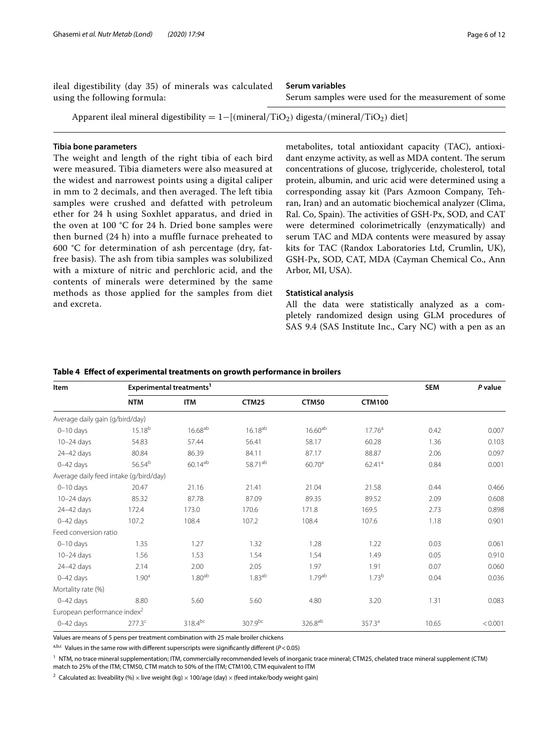ileal digestibility (day 35) of minerals was calculated using the following formula:

$$\text{Apparent ileal mineral digestibility} = 1-[(\text{mineral}/TiO_2)\ \text{digesta}/(\text{mineral}/TiO_2)\ \text{diet}]$$

### Tibia bone parameters

The weight and length of the right tibia of each bird were measured. Tibia diameters were also measured at the widest and narrowest points using a digital caliper in mm to 2 decimals, and then averaged. The left tibia samples were crushed and defatted with petroleum ether for 24 h using Soxhlet apparatus, and dried in the oven at 100 °C for 24 h. Dried bone samples were then burned (24 h) into a muffle furnace preheated to 600 °C for determination of ash percentage (dry, fat-free basis). The ash from tibia samples was solubilized with a mixture of nitric and perchloric acid, and the contents of minerals were determined by the same methods as those applied for the samples from diet and excreta.

### Serum variables

Serum samples were used for the measurement of some metabolites, total antioxidant capacity (TAC), antioxidant enzyme activity, as well as MDA content. The serum concentrations of glucose, triglyceride, cholesterol, total protein, albumin, and uric acid were determined using a corresponding assay kit (Pars Azmoon Company, Tehran, Iran) and an automatic biochemical analyzer (Clima, Ral. Co, Spain). The activities of GSH-Px, SOD, and CAT were determined colorimetrically (enzymatically) and serum TAC and MDA contents were measured by assay kits for TAC (Randox Laboratories Ltd, Crumlin, UK), GSH-Px, SOD, CAT, MDA (Cayman Chemical Co., Ann Arbor, MI, USA).

### Statistical analysis

All the data were statistically analyzed as a completely randomized design using GLM procedures of SAS 9.4 (SAS Institute Inc., Cary NC) with a pen as an

**Table 4 Effect of experimental treatments on growth performance in broilers**

| Item | Experimental treatments[1] | | | | | SEM | *P* value |
|---|---|---|---|---|---|---|---|
| | NTM | ITM | CTM25 | CTM50 | CTM100 | | |
| Average daily gain (g/bird/day) | | | | | | | |
| 0–10 days | 15.18[b] | 16.68[ab] | 16.18[ab] | 16.60[ab] | 17.76[a] | 0.42 | 0.007 |
| 10–24 days | 54.83 | 57.44 | 56.41 | 58.17 | 60.28 | 1.36 | 0.103 |
| 24–42 days | 80.84 | 86.39 | 84.11 | 87.17 | 88.87 | 2.06 | 0.097 |
| 0–42 days | 56.54[b] | 60.14[ab] | 58.71[ab] | 60.70[a] | 62.41[a] | 0.84 | 0.001 |
| Average daily feed intake (g/bird/day) | | | | | | | |
| 0–10 days | 20.47 | 21.16 | 21.41 | 21.04 | 21.58 | 0.44 | 0.466 |
| 10–24 days | 85.32 | 87.78 | 87.09 | 89.35 | 89.52 | 2.09 | 0.608 |
| 24–42 days | 172.4 | 173.0 | 170.6 | 171.8 | 169.5 | 2.73 | 0.898 |
| 0–42 days | 107.2 | 108.4 | 107.2 | 108.4 | 107.6 | 1.18 | 0.901 |
| Feed conversion ratio | | | | | | | |
| 0–10 days | 1.35 | 1.27 | 1.32 | 1.28 | 1.22 | 0.03 | 0.061 |
| 10–24 days | 1.56 | 1.53 | 1.54 | 1.54 | 1.49 | 0.05 | 0.910 |
| 24–42 days | 2.14 | 2.00 | 2.05 | 1.97 | 1.91 | 0.07 | 0.060 |
| 0–42 days | 1.90[a] | 1.80[ab] | 1.83[ab] | 1.79[ab] | 1.73[b] | 0.04 | 0.036 |
| Mortality rate (%) | | | | | | | |
| 0–42 days | 8.80 | 5.60 | 5.60 | 4.80 | 3.20 | 1.31 | 0.083 |
| European performance index[2] | | | | | | | |
| 0–42 days | 277.3[c] | 318.4[bc] | 307.9[bc] | 326.8[ab] | 357.3[a] | 10.65 | < 0.001 |

Values are means of 5 pens per treatment combination with 25 male broiler chickens

[a,b,c] Values in the same row with different superscripts were significantly different ($P < 0.05$)

[1] NTM, no trace mineral supplementation; ITM, commercially recommended levels of inorganic trace mineral; CTM25, chelated trace mineral supplement (CTM) match to 25% of the ITM; CTM50, CTM match to 50% of the ITM; CTM100, CTM equivalent to ITM

[2] Calculated as: liveability (%) × live weight (kg) × 100/age (day) × (feed intake/body weight gain)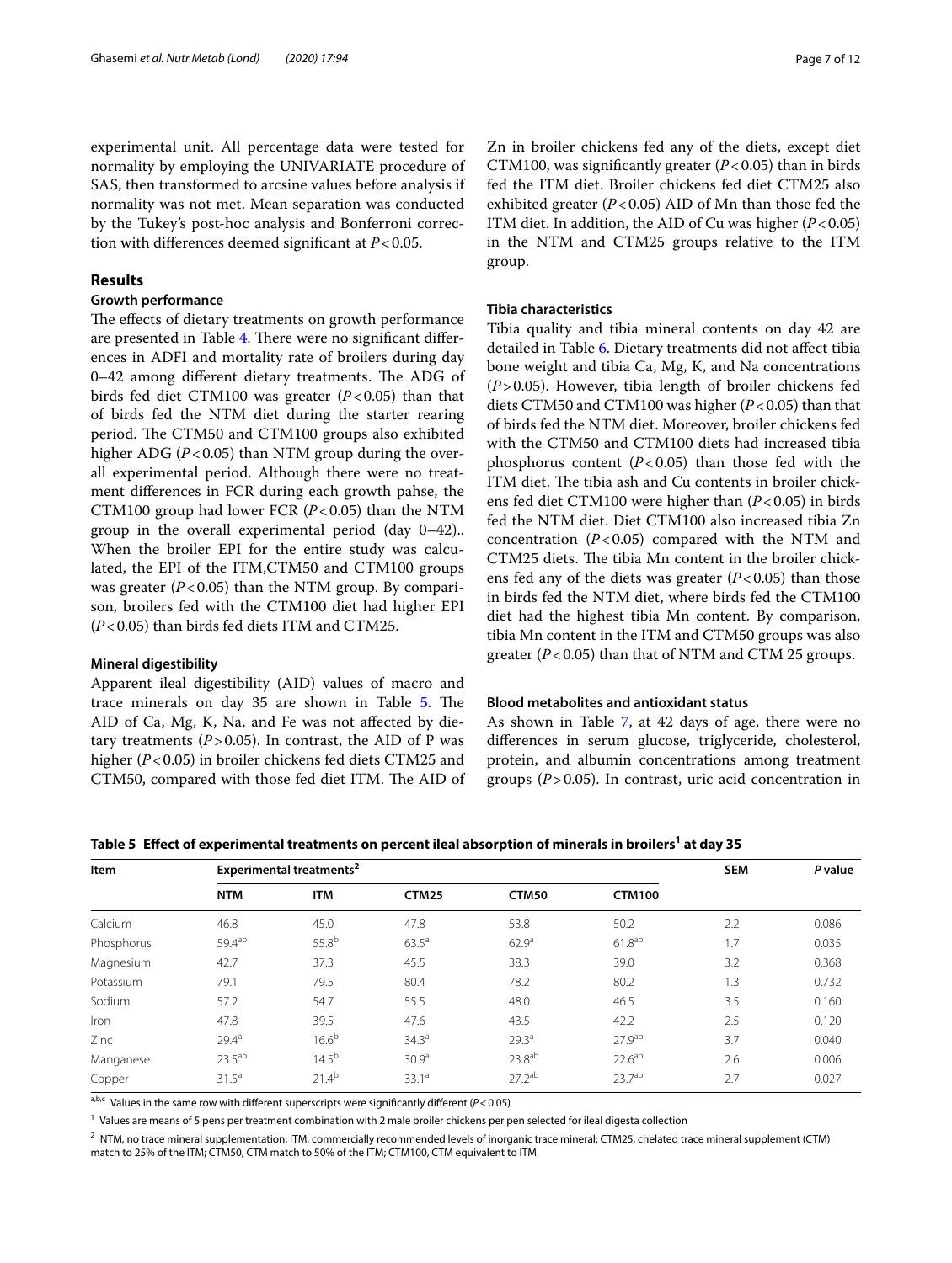experimental unit. All percentage data were tested for normality by employing the UNIVARIATE procedure of SAS, then transformed to arcsine values before analysis if normality was not met. Mean separation was conducted by the Tukey's post-hoc analysis and Bonferroni correction with differences deemed significant at $P<0.05$.

## Results

### Growth performance

The effects of dietary treatments on growth performance are presented in Table 4. There were no significant differences in ADFI and mortality rate of broilers during day 0–42 among different dietary treatments. The ADG of birds fed diet CTM100 was greater ($P<0.05$) than that of birds fed the NTM diet during the starter rearing period. The CTM50 and CTM100 groups also exhibited higher ADG ($P<0.05$) than NTM group during the overall experimental period. Although there were no treatment differences in FCR during each growth pahse, the CTM100 group had lower FCR ($P<0.05$) than the NTM group in the overall experimental period (day 0–42).. When the broiler EPI for the entire study was calculated, the EPI of the ITM,CTM50 and CTM100 groups was greater ($P<0.05$) than the NTM group. By comparison, broilers fed with the CTM100 diet had higher EPI ($P<0.05$) than birds fed diets ITM and CTM25.

### Mineral digestibility

Apparent ileal digestibility (AID) values of macro and trace minerals on day 35 are shown in Table 5. The AID of Ca, Mg, K, Na, and Fe was not affected by dietary treatments ($P>0.05$). In contrast, the AID of P was higher ($P<0.05$) in broiler chickens fed diets CTM25 and CTM50, compared with those fed diet ITM. The AID of Zn in broiler chickens fed any of the diets, except diet CTM100, was significantly greater ($P<0.05$) than in birds fed the ITM diet. Broiler chickens fed diet CTM25 also exhibited greater ($P<0.05$) AID of Mn than those fed the ITM diet. In addition, the AID of Cu was higher ($P<0.05$) in the NTM and CTM25 groups relative to the ITM group.

### Tibia characteristics

Tibia quality and tibia mineral contents on day 42 are detailed in Table 6. Dietary treatments did not affect tibia bone weight and tibia Ca, Mg, K, and Na concentrations ($P>0.05$). However, tibia length of broiler chickens fed diets CTM50 and CTM100 was higher ($P<0.05$) than that of birds fed the NTM diet. Moreover, broiler chickens fed with the CTM50 and CTM100 diets had increased tibia phosphorus content ($P<0.05$) than those fed with the ITM diet. The tibia ash and Cu contents in broiler chickens fed diet CTM100 were higher than ($P<0.05$) in birds fed the NTM diet. Diet CTM100 also increased tibia Zn concentration ($P<0.05$) compared with the NTM and CTM25 diets. The tibia Mn content in the broiler chickens fed any of the diets was greater ($P<0.05$) than those in birds fed the NTM diet, where birds fed the CTM100 diet had the highest tibia Mn content. By comparison, tibia Mn content in the ITM and CTM50 groups was also greater ($P<0.05$) than that of NTM and CTM 25 groups.

### Blood metabolites and antioxidant status

As shown in Table 7, at 42 days of age, there were no differences in serum glucose, triglyceride, cholesterol, protein, and albumin concentrations among treatment groups ($P>0.05$). In contrast, uric acid concentration in

**Table 5 Effect of experimental treatments on percent ileal absorption of minerals in broilers[1] at day 35**

| Item | Experimental treatments[2] | | | | | SEM | P value |
|---|---|---|---|---|---|---|---|
| | NTM | ITM | CTM25 | CTM50 | CTM100 | | |
| Calcium | 46.8 | 45.0 | 47.8 | 53.8 | 50.2 | 2.2 | 0.086 |
| Phosphorus | 59.4[ab] | 55.8[b] | 63.5[a] | 62.9[a] | 61.8[ab] | 1.7 | 0.035 |
| Magnesium | 42.7 | 37.3 | 45.5 | 38.3 | 39.0 | 3.2 | 0.368 |
| Potassium | 79.1 | 79.5 | 80.4 | 78.2 | 80.2 | 1.3 | 0.732 |
| Sodium | 57.2 | 54.7 | 55.5 | 48.0 | 46.5 | 3.5 | 0.160 |
| Iron | 47.8 | 39.5 | 47.6 | 43.5 | 42.2 | 2.5 | 0.120 |
| Zinc | 29.4[a] | 16.6[b] | 34.3[a] | 29.3[a] | 27.9[ab] | 3.7 | 0.040 |
| Manganese | 23.5[ab] | 14.5[b] | 30.9[a] | 23.8[ab] | 22.6[ab] | 2.6 | 0.006 |
| Copper | 31.5[a] | 21.4[b] | 33.1[a] | 27.2[ab] | 23.7[ab] | 2.7 | 0.027 |

[a,b,c] Values in the same row with different superscripts were significantly different ($P<0.05$)

[1] Values are means of 5 pens per treatment combination with 2 male broiler chickens per pen selected for ileal digesta collection

[2] NTM, no trace mineral supplementation; ITM, commercially recommended levels of inorganic trace mineral; CTM25, chelated trace mineral supplement (CTM) match to 25% of the ITM; CTM50, CTM match to 50% of the ITM; CTM100, CTM equivalent to ITM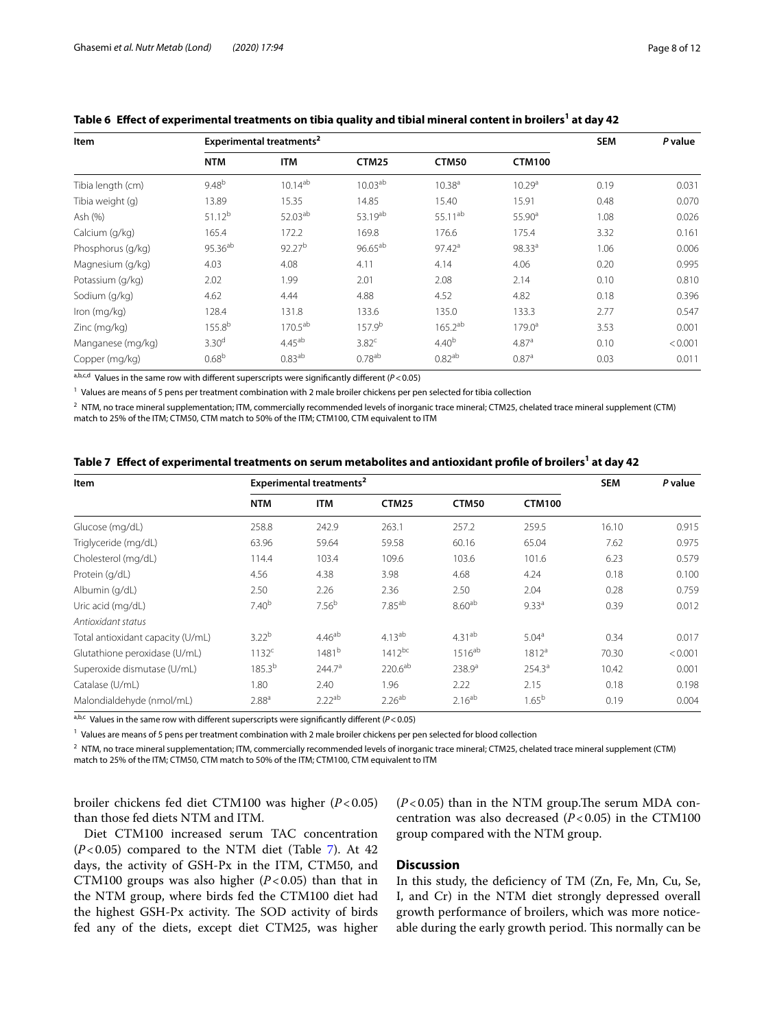**Table 6 Effect of experimental treatments on tibia quality and tibial mineral content in broilers[1] at day 42**

| Item | Experimental treatments[2] | | | | | SEM | P value |
|---|---|---|---|---|---|---|---|
| | NTM | ITM | CTM25 | CTM50 | CTM100 | | |
| Tibia length (cm) | 9.48[b] | 10.14[ab] | 10.03[ab] | 10.38[a] | 10.29[a] | 0.19 | 0.031 |
| Tibia weight (g) | 13.89 | 15.35 | 14.85 | 15.40 | 15.91 | 0.48 | 0.070 |
| Ash (%) | 51.12[b] | 52.03[ab] | 53.19[ab] | 55.11[ab] | 55.90[a] | 1.08 | 0.026 |
| Calcium (g/kg) | 165.4 | 172.2 | 169.8 | 176.6 | 175.4 | 3.32 | 0.161 |
| Phosphorus (g/kg) | 95.36[ab] | 92.27[b] | 96.65[ab] | 97.42[a] | 98.33[a] | 1.06 | 0.006 |
| Magnesium (g/kg) | 4.03 | 4.08 | 4.11 | 4.14 | 4.06 | 0.20 | 0.995 |
| Potassium (g/kg) | 2.02 | 1.99 | 2.01 | 2.08 | 2.14 | 0.10 | 0.810 |
| Sodium (g/kg) | 4.62 | 4.44 | 4.88 | 4.52 | 4.82 | 0.18 | 0.396 |
| Iron (mg/kg) | 128.4 | 131.8 | 133.6 | 135.0 | 133.3 | 2.77 | 0.547 |
| Zinc (mg/kg) | 155.8[b] | 170.5[ab] | 157.9[b] | 165.2[ab] | 179.0[a] | 3.53 | 0.001 |
| Manganese (mg/kg) | 3.30[d] | 4.45[ab] | 3.82[c] | 4.40[b] | 4.87[a] | 0.10 | < 0.001 |
| Copper (mg/kg) | 0.68[b] | 0.83[ab] | 0.78[ab] | 0.82[ab] | 0.87[a] | 0.03 | 0.011 |

[a,b,c,d] Values in the same row with different superscripts were significantly different ($P < 0.05$)

[1] Values are means of 5 pens per treatment combination with 2 male broiler chickens per pen selected for tibia collection

[2] NTM, no trace mineral supplementation; ITM, commercially recommended levels of inorganic trace mineral; CTM25, chelated trace mineral supplement (CTM) match to 25% of the ITM; CTM50, CTM match to 50% of the ITM; CTM100, CTM equivalent to ITM

**Table 7 Effect of experimental treatments on serum metabolites and antioxidant profile of broilers[1] at day 42**

| Item | Experimental treatments[2] | | | | | SEM | P value |
|---|---|---|---|---|---|---|---|
| | NTM | ITM | CTM25 | CTM50 | CTM100 | | |
| Glucose (mg/dL) | 258.8 | 242.9 | 263.1 | 257.2 | 259.5 | 16.10 | 0.915 |
| Triglyceride (mg/dL) | 63.96 | 59.64 | 59.58 | 60.16 | 65.04 | 7.62 | 0.975 |
| Cholesterol (mg/dL) | 114.4 | 103.4 | 109.6 | 103.6 | 101.6 | 6.23 | 0.579 |
| Protein (g/dL) | 4.56 | 4.38 | 3.98 | 4.68 | 4.24 | 0.18 | 0.100 |
| Albumin (g/dL) | 2.50 | 2.26 | 2.36 | 2.50 | 2.04 | 0.28 | 0.759 |
| Uric acid (mg/dL) | 7.40[b] | 7.56[b] | 7.85[ab] | 8.60[ab] | 9.33[a] | 0.39 | 0.012 |
| *Antioxidant status* | | | | | | | |
| Total antioxidant capacity (U/mL) | 3.22[b] | 4.46[ab] | 4.13[ab] | 4.31[ab] | 5.04[a] | 0.34 | 0.017 |
| Glutathione peroxidase (U/mL) | 1132[c] | 1481[b] | 1412[bc] | 1516[ab] | 1812[a] | 70.30 | < 0.001 |
| Superoxide dismutase (U/mL) | 185.3[b] | 244.7[a] | 220.6[ab] | 238.9[a] | 254.3[a] | 10.42 | 0.001 |
| Catalase (U/mL) | 1.80 | 2.40 | 1.96 | 2.22 | 2.15 | 0.18 | 0.198 |
| Malondialdehyde (nmol/mL) | 2.88[a] | 2.22[ab] | 2.26[ab] | 2.16[ab] | 1.65[b] | 0.19 | 0.004 |

[a,b,c] Values in the same row with different superscripts were significantly different ($P < 0.05$)

[1] Values are means of 5 pens per treatment combination with 2 male broiler chickens per pen selected for blood collection

[2] NTM, no trace mineral supplementation; ITM, commercially recommended levels of inorganic trace mineral; CTM25, chelated trace mineral supplement (CTM) match to 25% of the ITM; CTM50, CTM match to 50% of the ITM; CTM100, CTM equivalent to ITM

broiler chickens fed diet CTM100 was higher ($P < 0.05$) than those fed diets NTM and ITM.

Diet CTM100 increased serum TAC concentration ($P < 0.05$) compared to the NTM diet (Table 7). At 42 days, the activity of GSH-Px in the ITM, CTM50, and CTM100 groups was also higher ($P < 0.05$) than that in the NTM group, where birds fed the CTM100 diet had the highest GSH-Px activity. The SOD activity of birds fed any of the diets, except diet CTM25, was higher ($P < 0.05$) than in the NTM group.The serum MDA concentration was also decreased ($P < 0.05$) in the CTM100 group compared with the NTM group.

## Discussion

In this study, the deficiency of TM (Zn, Fe, Mn, Cu, Se, I, and Cr) in the NTM diet strongly depressed overall growth performance of broilers, which was more noticeable during the early growth period. This normally can be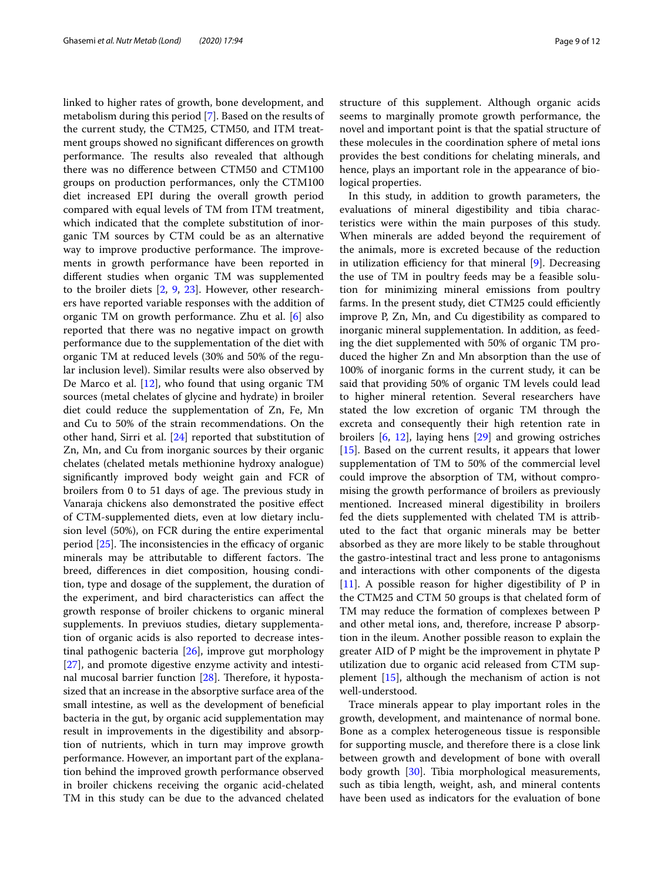linked to higher rates of growth, bone development, and metabolism during this period [7]. Based on the results of the current study, the CTM25, CTM50, and ITM treatment groups showed no significant differences on growth performance. The results also revealed that although there was no difference between CTM50 and CTM100 groups on production performances, only the CTM100 diet increased EPI during the overall growth period compared with equal levels of TM from ITM treatment, which indicated that the complete substitution of inorganic TM sources by CTM could be as an alternative way to improve productive performance. The improvements in growth performance have been reported in different studies when organic TM was supplemented to the broiler diets [2, 9, 23]. However, other researchers have reported variable responses with the addition of organic TM on growth performance. Zhu et al. [6] also reported that there was no negative impact on growth performance due to the supplementation of the diet with organic TM at reduced levels (30% and 50% of the regular inclusion level). Similar results were also observed by De Marco et al. [12], who found that using organic TM sources (metal chelates of glycine and hydrate) in broiler diet could reduce the supplementation of Zn, Fe, Mn and Cu to 50% of the strain recommendations. On the other hand, Sirri et al. [24] reported that substitution of Zn, Mn, and Cu from inorganic sources by their organic chelates (chelated metals methionine hydroxy analogue) significantly improved body weight gain and FCR of broilers from 0 to 51 days of age. The previous study in Vanaraja chickens also demonstrated the positive effect of CTM-supplemented diets, even at low dietary inclusion level (50%), on FCR during the entire experimental period [25]. The inconsistencies in the efficacy of organic minerals may be attributable to different factors. The breed, differences in diet composition, housing condition, type and dosage of the supplement, the duration of the experiment, and bird characteristics can affect the growth response of broiler chickens to organic mineral supplements. In previuos studies, dietary supplementation of organic acids is also reported to decrease intestinal pathogenic bacteria [26], improve gut morphology [27], and promote digestive enzyme activity and intestinal mucosal barrier function [28]. Therefore, it hypostasized that an increase in the absorptive surface area of the small intestine, as well as the development of beneficial bacteria in the gut, by organic acid supplementation may result in improvements in the digestibility and absorption of nutrients, which in turn may improve growth performance. However, an important part of the explanation behind the improved growth performance observed in broiler chickens receiving the organic acid-chelated TM in this study can be due to the advanced chelated structure of this supplement. Although organic acids seems to marginally promote growth performance, the novel and important point is that the spatial structure of these molecules in the coordination sphere of metal ions provides the best conditions for chelating minerals, and hence, plays an important role in the appearance of biological properties.

In this study, in addition to growth parameters, the evaluations of mineral digestibility and tibia characteristics were within the main purposes of this study. When minerals are added beyond the requirement of the animals, more is excreted because of the reduction in utilization efficiency for that mineral [9]. Decreasing the use of TM in poultry feeds may be a feasible solution for minimizing mineral emissions from poultry farms. In the present study, diet CTM25 could efficiently improve P, Zn, Mn, and Cu digestibility as compared to inorganic mineral supplementation. In addition, as feeding the diet supplemented with 50% of organic TM produced the higher Zn and Mn absorption than the use of 100% of inorganic forms in the current study, it can be said that providing 50% of organic TM levels could lead to higher mineral retention. Several researchers have stated the low excretion of organic TM through the excreta and consequently their high retention rate in broilers [6, 12], laying hens [29] and growing ostriches [15]. Based on the current results, it appears that lower supplementation of TM to 50% of the commercial level could improve the absorption of TM, without compromising the growth performance of broilers as previously mentioned. Increased mineral digestibility in broilers fed the diets supplemented with chelated TM is attributed to the fact that organic minerals may be better absorbed as they are more likely to be stable throughout the gastro-intestinal tract and less prone to antagonisms and interactions with other components of the digesta [11]. A possible reason for higher digestibility of P in the CTM25 and CTM 50 groups is that chelated form of TM may reduce the formation of complexes between P and other metal ions, and, therefore, increase P absorption in the ileum. Another possible reason to explain the greater AID of P might be the improvement in phytate P utilization due to organic acid released from CTM supplement [15], although the mechanism of action is not well-understood.

Trace minerals appear to play important roles in the growth, development, and maintenance of normal bone. Bone as a complex heterogeneous tissue is responsible for supporting muscle, and therefore there is a close link between growth and development of bone with overall body growth [30]. Tibia morphological measurements, such as tibia length, weight, ash, and mineral contents have been used as indicators for the evaluation of bone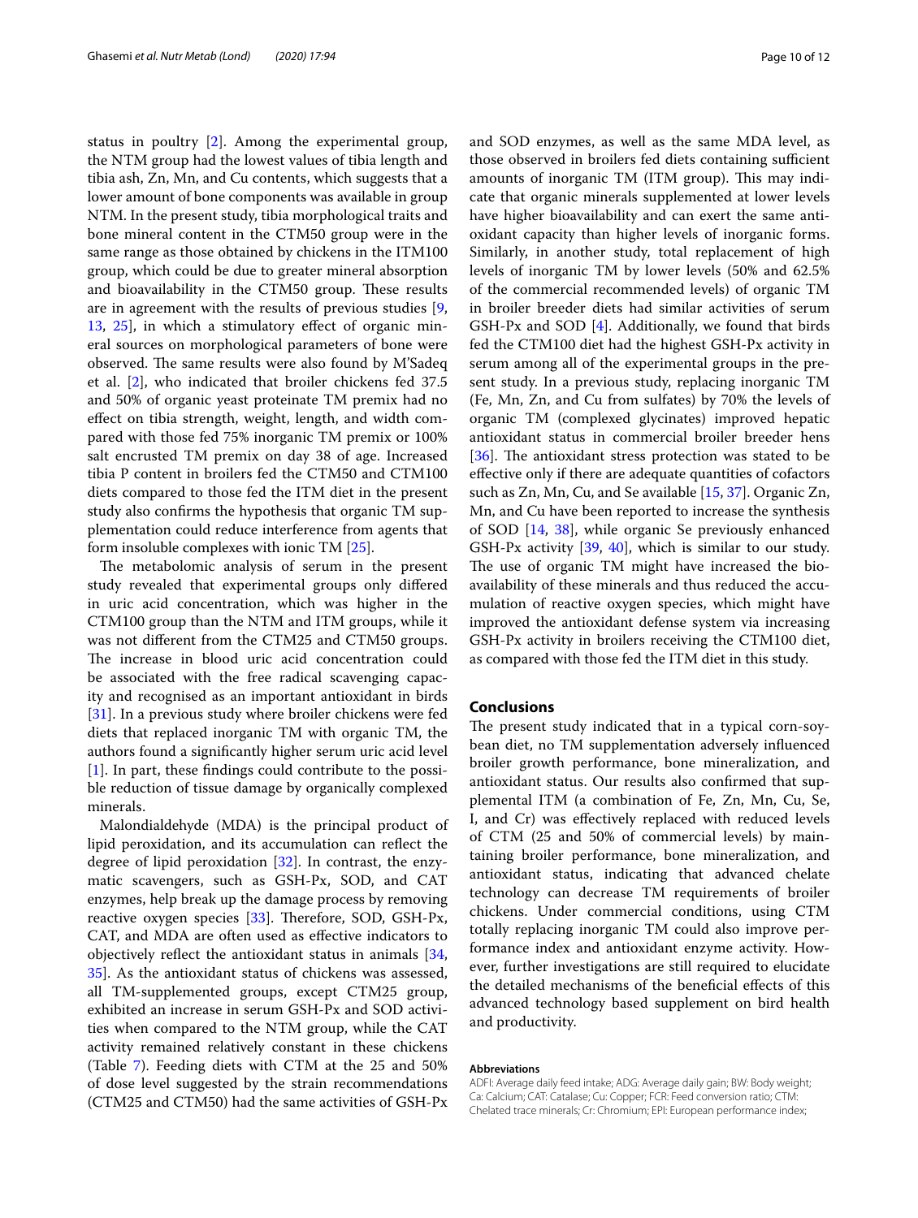status in poultry [2]. Among the experimental group, the NTM group had the lowest values of tibia length and tibia ash, Zn, Mn, and Cu contents, which suggests that a lower amount of bone components was available in group NTM. In the present study, tibia morphological traits and bone mineral content in the CTM50 group were in the same range as those obtained by chickens in the ITM100 group, which could be due to greater mineral absorption and bioavailability in the CTM50 group. These results are in agreement with the results of previous studies [9, 13, 25], in which a stimulatory effect of organic mineral sources on morphological parameters of bone were observed. The same results were also found by M'Sadeq et al. [2], who indicated that broiler chickens fed 37.5 and 50% of organic yeast proteinate TM premix had no effect on tibia strength, weight, length, and width compared with those fed 75% inorganic TM premix or 100% salt encrusted TM premix on day 38 of age. Increased tibia P content in broilers fed the CTM50 and CTM100 diets compared to those fed the ITM diet in the present study also confirms the hypothesis that organic TM supplementation could reduce interference from agents that form insoluble complexes with ionic TM [25].

The metabolomic analysis of serum in the present study revealed that experimental groups only differed in uric acid concentration, which was higher in the CTM100 group than the NTM and ITM groups, while it was not different from the CTM25 and CTM50 groups. The increase in blood uric acid concentration could be associated with the free radical scavenging capacity and recognised as an important antioxidant in birds [31]. In a previous study where broiler chickens were fed diets that replaced inorganic TM with organic TM, the authors found a significantly higher serum uric acid level [1]. In part, these findings could contribute to the possible reduction of tissue damage by organically complexed minerals.

Malondialdehyde (MDA) is the principal product of lipid peroxidation, and its accumulation can reflect the degree of lipid peroxidation [32]. In contrast, the enzymatic scavengers, such as GSH-Px, SOD, and CAT enzymes, help break up the damage process by removing reactive oxygen species [33]. Therefore, SOD, GSH-Px, CAT, and MDA are often used as effective indicators to objectively reflect the antioxidant status in animals [34, 35]. As the antioxidant status of chickens was assessed, all TM-supplemented groups, except CTM25 group, exhibited an increase in serum GSH-Px and SOD activities when compared to the NTM group, while the CAT activity remained relatively constant in these chickens (Table 7). Feeding diets with CTM at the 25 and 50% of dose level suggested by the strain recommendations (CTM25 and CTM50) had the same activities of GSH-Px and SOD enzymes, as well as the same MDA level, as those observed in broilers fed diets containing sufficient amounts of inorganic TM (ITM group). This may indicate that organic minerals supplemented at lower levels have higher bioavailability and can exert the same antioxidant capacity than higher levels of inorganic forms. Similarly, in another study, total replacement of high levels of inorganic TM by lower levels (50% and 62.5% of the commercial recommended levels) of organic TM in broiler breeder diets had similar activities of serum GSH-Px and SOD [4]. Additionally, we found that birds fed the CTM100 diet had the highest GSH-Px activity in serum among all of the experimental groups in the present study. In a previous study, replacing inorganic TM (Fe, Mn, Zn, and Cu from sulfates) by 70% the levels of organic TM (complexed glycinates) improved hepatic antioxidant status in commercial broiler breeder hens [36]. The antioxidant stress protection was stated to be effective only if there are adequate quantities of cofactors such as Zn, Mn, Cu, and Se available [15, 37]. Organic Zn, Mn, and Cu have been reported to increase the synthesis of SOD [14, 38], while organic Se previously enhanced GSH-Px activity [39, 40], which is similar to our study. The use of organic TM might have increased the bioavailability of these minerals and thus reduced the accumulation of reactive oxygen species, which might have improved the antioxidant defense system via increasing GSH-Px activity in broilers receiving the CTM100 diet, as compared with those fed the ITM diet in this study.

## Conclusions

The present study indicated that in a typical corn-soybean diet, no TM supplementation adversely influenced broiler growth performance, bone mineralization, and antioxidant status. Our results also confirmed that supplemental ITM (a combination of Fe, Zn, Mn, Cu, Se, I, and Cr) was effectively replaced with reduced levels of CTM (25 and 50% of commercial levels) by maintaining broiler performance, bone mineralization, and antioxidant status, indicating that advanced chelate technology can decrease TM requirements of broiler chickens. Under commercial conditions, using CTM totally replacing inorganic TM could also improve performance index and antioxidant enzyme activity. However, further investigations are still required to elucidate the detailed mechanisms of the beneficial effects of this advanced technology based supplement on bird health and productivity.

#### Abbreviations

ADFI: Average daily feed intake; ADG: Average daily gain; BW: Body weight; Ca: Calcium; CAT: Catalase; Cu: Copper; FCR: Feed conversion ratio; CTM: Chelated trace minerals; Cr: Chromium; EPI: European performance index;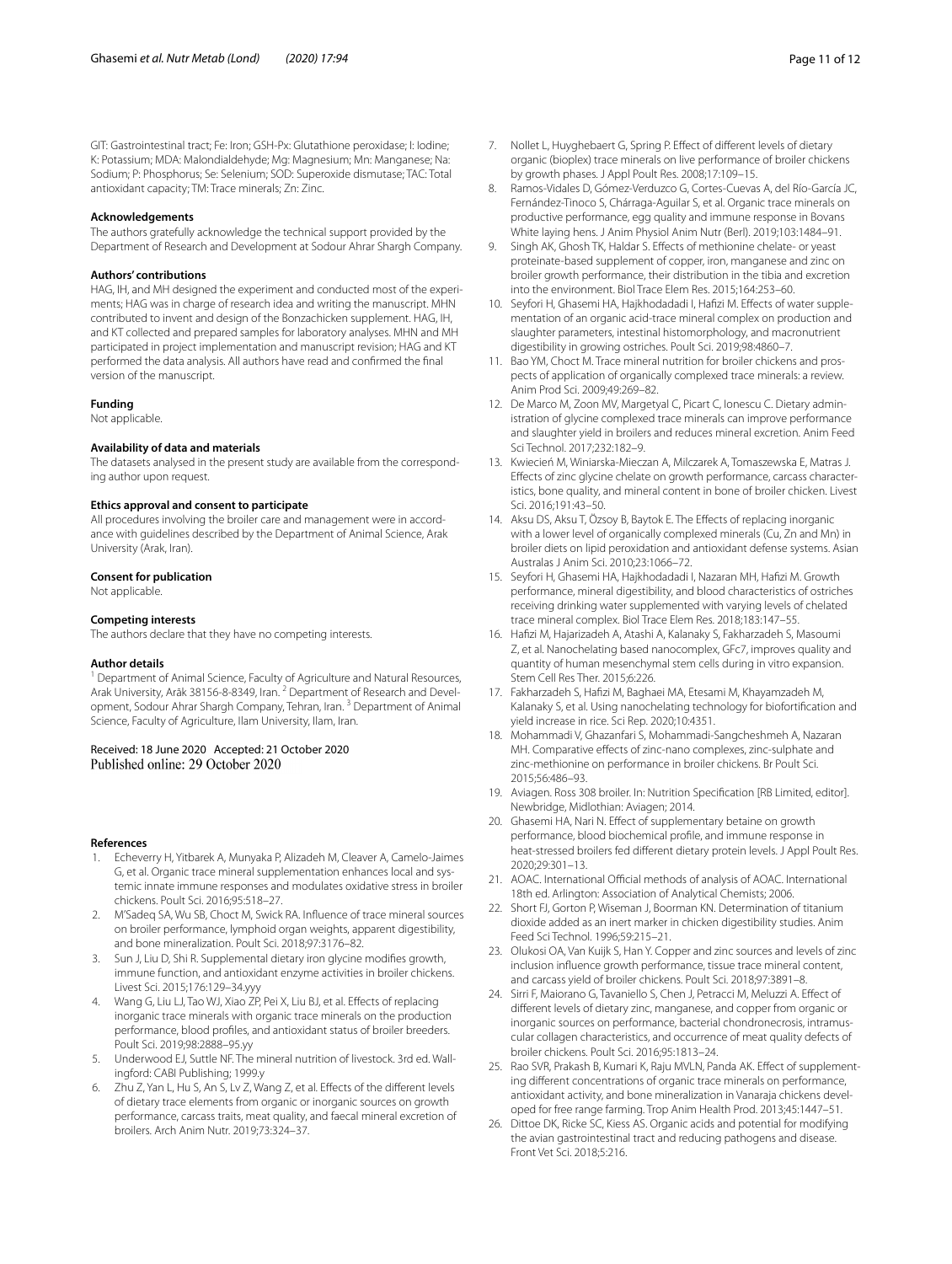GIT: Gastrointestinal tract; Fe: Iron; GSH-Px: Glutathione peroxidase; I: Iodine; K: Potassium; MDA: Malondialdehyde; Mg: Magnesium; Mn: Manganese; Na: Sodium; P: Phosphorus; Se: Selenium; SOD: Superoxide dismutase; TAC: Total antioxidant capacity; TM: Trace minerals; Zn: Zinc.

#### Acknowledgements

The authors gratefully acknowledge the technical support provided by the Department of Research and Development at Sodour Ahrar Shargh Company.

#### Authors' contributions

HAG, IH, and MH designed the experiment and conducted most of the experiments; HAG was in charge of research idea and writing the manuscript. MHN contributed to invent and design of the Bonzachicken supplement. HAG, IH, and KT collected and prepared samples for laboratory analyses. MHN and MH participated in project implementation and manuscript revision; HAG and KT performed the data analysis. All authors have read and confirmed the final version of the manuscript.

#### Funding

Not applicable.

#### Availability of data and materials

The datasets analysed in the present study are available from the corresponding author upon request.

#### Ethics approval and consent to participate

All procedures involving the broiler care and management were in accordance with guidelines described by the Department of Animal Science, Arak University (Arak, Iran).

#### Consent for publication

Not applicable.

#### Competing interests

The authors declare that they have no competing interests.

#### Author details

[1] Department of Animal Science, Faculty of Agriculture and Natural Resources, Arak University, Arāk 38156-8-8349, Iran. [2] Department of Research and Development, Sodour Ahrar Shargh Company, Tehran, Iran. [3] Department of Animal Science, Faculty of Agriculture, Ilam University, Ilam, Iran.

Received: 18 June 2020 Accepted: 21 October 2020
Published online: 29 October 2020

#### References

1. Echeverry H, Yitbarek A, Munyaka P, Alizadeh M, Cleaver A, Camelo-Jaimes G, et al. Organic trace mineral supplementation enhances local and systemic innate immune responses and modulates oxidative stress in broiler chickens. Poult Sci. 2016;95:518–27.
2. M'Sadeq SA, Wu SB, Choct M, Swick RA. Influence of trace mineral sources on broiler performance, lymphoid organ weights, apparent digestibility, and bone mineralization. Poult Sci. 2018;97:3176–82.
3. Sun J, Liu D, Shi R. Supplemental dietary iron glycine modifies growth, immune function, and antioxidant enzyme activities in broiler chickens. Livest Sci. 2015;176:129–34.yyy
4. Wang G, Liu LJ, Tao WJ, Xiao ZP, Pei X, Liu BJ, et al. Effects of replacing inorganic trace minerals with organic trace minerals on the production performance, blood profiles, and antioxidant status of broiler breeders. Poult Sci. 2019;98:2888–95.yy
5. Underwood EJ, Suttle NF. The mineral nutrition of livestock. 3rd ed. Wallingford: CABI Publishing; 1999.y
6. Zhu Z, Yan L, Hu S, An S, Lv Z, Wang Z, et al. Effects of the different levels of dietary trace elements from organic or inorganic sources on growth performance, carcass traits, meat quality, and faecal mineral excretion of broilers. Arch Anim Nutr. 2019;73:324–37.
7. Nollet L, Huyghebaert G, Spring P. Effect of different levels of dietary organic (bioplex) trace minerals on live performance of broiler chickens by growth phases. J Appl Poult Res. 2008;17:109–15.
8. Ramos-Vidales D, Gómez-Verduzco G, Cortes-Cuevas A, del Río-García JC, Fernández-Tinoco S, Chárraga-Aguilar S, et al. Organic trace minerals on productive performance, egg quality and immune response in Bovans White laying hens. J Anim Physiol Anim Nutr (Berl). 2019;103:1484–91.
9. Singh AK, Ghosh TK, Haldar S. Effects of methionine chelate- or yeast proteinate-based supplement of copper, iron, manganese and zinc on broiler growth performance, their distribution in the tibia and excretion into the environment. Biol Trace Elem Res. 2015;164:253–60.
10. Seyfori H, Ghasemi HA, Hajkhodadadi I, Hafizi M. Effects of water supplementation of an organic acid-trace mineral complex on production and slaughter parameters, intestinal histomorphology, and macronutrient digestibility in growing ostriches. Poult Sci. 2019;98:4860–7.
11. Bao YM, Choct M. Trace mineral nutrition for broiler chickens and prospects of application of organically complexed trace minerals: a review. Anim Prod Sci. 2009;49:269–82.
12. De Marco M, Zoon MV, Margetyal C, Picart C, Ionescu C. Dietary administration of glycine complexed trace minerals can improve performance and slaughter yield in broilers and reduces mineral excretion. Anim Feed Sci Technol. 2017;232:182–9.
13. Kwiecień M, Winiarska-Mieczan A, Milczarek A, Tomaszewska E, Matras J. Effects of zinc glycine chelate on growth performance, carcass characteristics, bone quality, and mineral content in bone of broiler chicken. Livest Sci. 2016;191:43–50.
14. Aksu DS, Aksu T, Özsoy B, Baytok E. The Effects of replacing inorganic with a lower level of organically complexed minerals (Cu, Zn and Mn) in broiler diets on lipid peroxidation and antioxidant defense systems. Asian Australas J Anim Sci. 2010;23:1066–72.
15. Seyfori H, Ghasemi HA, Hajkhodadadi I, Nazaran MH, Hafizi M. Growth performance, mineral digestibility, and blood characteristics of ostriches receiving drinking water supplemented with varying levels of chelated trace mineral complex. Biol Trace Elem Res. 2018;183:147–55.
16. Hafizi M, Hajarizadeh A, Atashi A, Kalanaky S, Fakharzadeh S, Masoumi Z, et al. Nanochelating based nanocomplex, GFc7, improves quality and quantity of human mesenchymal stem cells during in vitro expansion. Stem Cell Res Ther. 2015;6:226.
17. Fakharzadeh S, Hafizi M, Baghaei MA, Etesami M, Khayamzadeh M, Kalanaky S, et al. Using nanochelating technology for biofortification and yield increase in rice. Sci Rep. 2020;10:4351.
18. Mohammadi V, Ghazanfari S, Mohammadi-Sangcheshmeh A, Nazaran MH. Comparative effects of zinc-nano complexes, zinc-sulphate and zinc-methionine on performance in broiler chickens. Br Poult Sci. 2015;56:486–93.
19. Aviagen. Ross 308 broiler. In: Nutrition Specification [RB Limited, editor]. Newbridge, Midlothian: Aviagen; 2014.
20. Ghasemi HA, Nari N. Effect of supplementary betaine on growth performance, blood biochemical profile, and immune response in heat-stressed broilers fed different dietary protein levels. J Appl Poult Res. 2020;29:301–13.
21. AOAC. International Official methods of analysis of AOAC. International 18th ed. Arlington: Association of Analytical Chemists; 2006.
22. Short FJ, Gorton P, Wiseman J, Boorman KN. Determination of titanium dioxide added as an inert marker in chicken digestibility studies. Anim Feed Sci Technol. 1996;59:215–21.
23. Olukosi OA, Van Kuijk S, Han Y. Copper and zinc sources and levels of zinc inclusion influence growth performance, tissue trace mineral content, and carcass yield of broiler chickens. Poult Sci. 2018;97:3891–8.
24. Sirri F, Maiorano G, Tavaniello S, Chen J, Petracci M, Meluzzi A. Effect of different levels of dietary zinc, manganese, and copper from organic or inorganic sources on performance, bacterial chondronecrosis, intramuscular collagen characteristics, and occurrence of meat quality defects of broiler chickens. Poult Sci. 2016;95:1813–24.
25. Rao SVR, Prakash B, Kumari K, Raju MVLN, Panda AK. Effect of supplementing different concentrations of organic trace minerals on performance, antioxidant activity, and bone mineralization in Vanaraja chickens developed for free range farming. Trop Anim Health Prod. 2013;45:1447–51.
26. Dittoe DK, Ricke SC, Kiess AS. Organic acids and potential for modifying the avian gastrointestinal tract and reducing pathogens and disease. Front Vet Sci. 2018;5:216.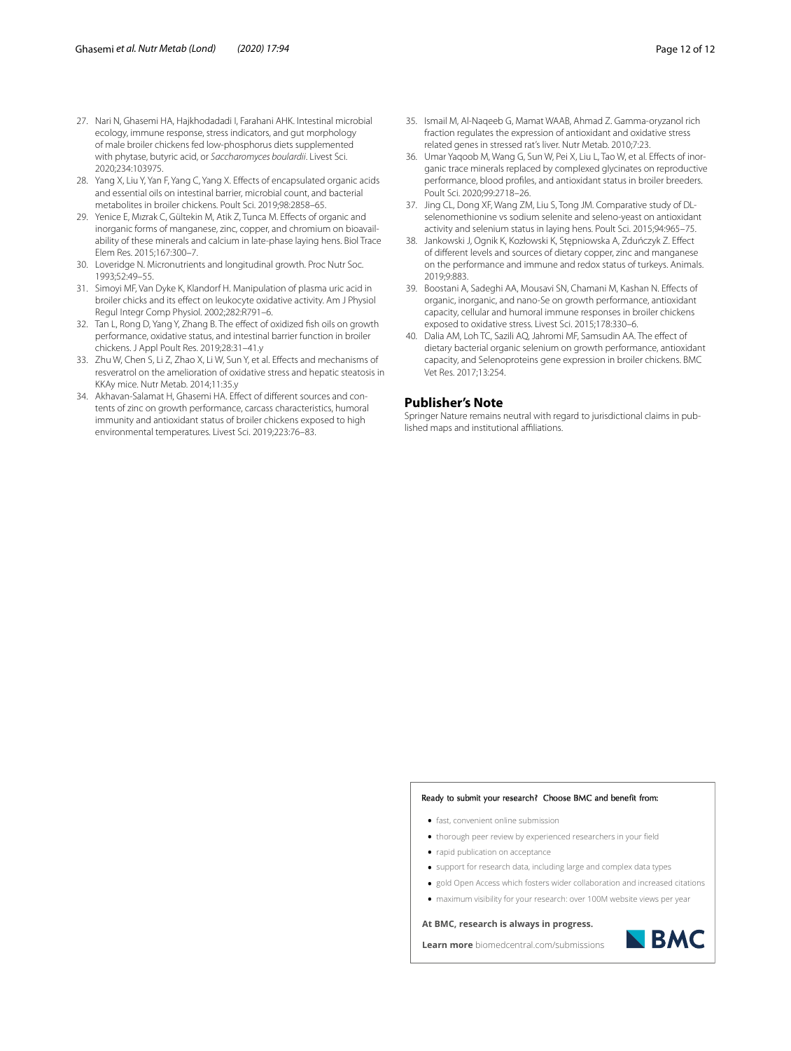27. Nari N, Ghasemi HA, Hajkhodadadi I, Farahani AHK. Intestinal microbial ecology, immune response, stress indicators, and gut morphology of male broiler chickens fed low-phosphorus diets supplemented with phytase, butyric acid, or *Saccharomyces boulardii*. Livest Sci. 2020;234:103975.
28. Yang X, Liu Y, Yan F, Yang C, Yang X. Effects of encapsulated organic acids and essential oils on intestinal barrier, microbial count, and bacterial metabolites in broiler chickens. Poult Sci. 2019;98:2858–65.
29. Yenice E, Mızrak C, Gültekin M, Atik Z, Tunca M. Effects of organic and inorganic forms of manganese, zinc, copper, and chromium on bioavailability of these minerals and calcium in late-phase laying hens. Biol Trace Elem Res. 2015;167:300–7.
30. Loveridge N. Micronutrients and longitudinal growth. Proc Nutr Soc. 1993;52:49–55.
31. Simoyi MF, Van Dyke K, Klandorf H. Manipulation of plasma uric acid in broiler chicks and its effect on leukocyte oxidative activity. Am J Physiol Regul Integr Comp Physiol. 2002;282:R791–6.
32. Tan L, Rong D, Yang Y, Zhang B. The effect of oxidized fish oils on growth performance, oxidative status, and intestinal barrier function in broiler chickens. J Appl Poult Res. 2019;28:31–41.y
33. Zhu W, Chen S, Li Z, Zhao X, Li W, Sun Y, et al. Effects and mechanisms of resveratrol on the amelioration of oxidative stress and hepatic steatosis in KKAy mice. Nutr Metab. 2014;11:35.y
34. Akhavan-Salamat H, Ghasemi HA. Effect of different sources and contents of zinc on growth performance, carcass characteristics, humoral immunity and antioxidant status of broiler chickens exposed to high environmental temperatures. Livest Sci. 2019;223:76–83.
35. Ismail M, Al-Naqeeb G, Mamat WAAB, Ahmad Z. Gamma-oryzanol rich fraction regulates the expression of antioxidant and oxidative stress related genes in stressed rat's liver. Nutr Metab. 2010;7:23.
36. Umar Yaqoob M, Wang G, Sun W, Pei X, Liu L, Tao W, et al. Effects of inorganic trace minerals replaced by complexed glycinates on reproductive performance, blood profiles, and antioxidant status in broiler breeders. Poult Sci. 2020;99:2718–26.
37. Jing CL, Dong XF, Wang ZM, Liu S, Tong JM. Comparative study of DL-selenomethionine vs sodium selenite and seleno-yeast on antioxidant activity and selenium status in laying hens. Poult Sci. 2015;94:965–75.
38. Jankowski J, Ognik K, Kozłowski K, Stępniowska A, Zduńczyk Z. Effect of different levels and sources of dietary copper, zinc and manganese on the performance and immune and redox status of turkeys. Animals. 2019;9:883.
39. Boostani A, Sadeghi AA, Mousavi SN, Chamani M, Kashan N. Effects of organic, inorganic, and nano-Se on growth performance, antioxidant capacity, cellular and humoral immune responses in broiler chickens exposed to oxidative stress. Livest Sci. 2015;178:330–6.
40. Dalia AM, Loh TC, Sazili AQ, Jahromi MF, Samsudin AA. The effect of dietary bacterial organic selenium on growth performance, antioxidant capacity, and Selenoproteins gene expression in broiler chickens. BMC Vet Res. 2017;13:254.

## Publisher's Note

Springer Nature remains neutral with regard to jurisdictional claims in published maps and institutional affiliations.

Ready to submit your research? Choose BMC and benefit from:

- fast, convenient online submission
- thorough peer review by experienced researchers in your field
- rapid publication on acceptance
- support for research data, including large and complex data types
- gold Open Access which fosters wider collaboration and increased citations
- maximum visibility for your research: over 100M website views per year

**At BMC, research is always in progress.**

**Learn more** biomedcentral.com/submissions

BMC